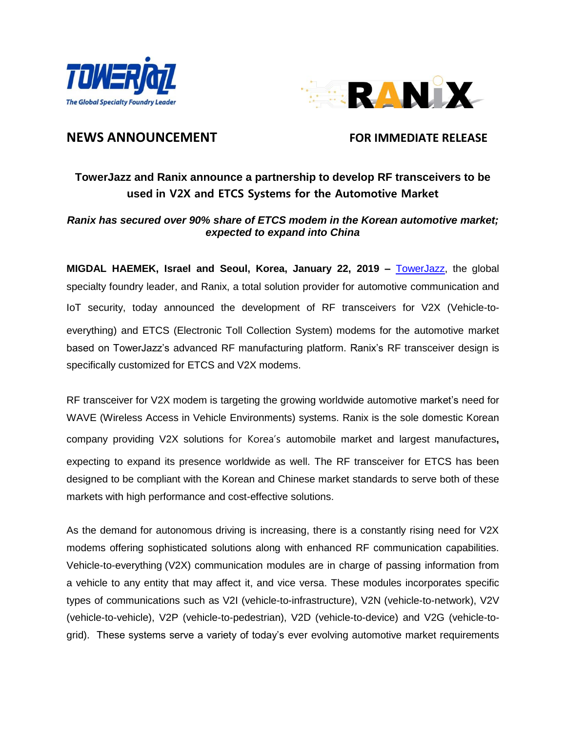## NEWS ANNOUNCEMENT

**FOR IMMEDIATE RELEASE**

# TowerJazz and Ranix announce a partnership to develop RF transceivers to be used in V2X and ETCS Systems for the Automotive Market

***Ranix has secured over 90% share of ETCS modem in the Korean automotive market; expected to expand into China***

**MIGDAL HAEMEK, Israel and Seoul, Korea, January 22, 2019 –** TowerJazz, the global specialty foundry leader, and Ranix, a total solution provider for automotive communication and IoT security, today announced the development of RF transceivers for V2X (Vehicle-to-everything) and ETCS (Electronic Toll Collection System) modems for the automotive market based on TowerJazz's advanced RF manufacturing platform. Ranix's RF transceiver design is specifically customized for ETCS and V2X modems.

RF transceiver for V2X modem is targeting the growing worldwide automotive market's need for WAVE (Wireless Access in Vehicle Environments) systems. Ranix is the sole domestic Korean company providing V2X solutions for Korea's automobile market and largest manufactures**,** expecting to expand its presence worldwide as well. The RF transceiver for ETCS has been designed to be compliant with the Korean and Chinese market standards to serve both of these markets with high performance and cost-effective solutions.

As the demand for autonomous driving is increasing, there is a constantly rising need for V2X modems offering sophisticated solutions along with enhanced RF communication capabilities. Vehicle-to-everything (V2X) communication modules are in charge of passing information from a vehicle to any entity that may affect it, and vice versa. These modules incorporates specific types of communications such as V2I (vehicle-to-infrastructure), V2N (vehicle-to-network), V2V (vehicle-to-vehicle), V2P (vehicle-to-pedestrian), V2D (vehicle-to-device) and V2G (vehicle-to-grid). These systems serve a variety of today's ever evolving automotive market requirements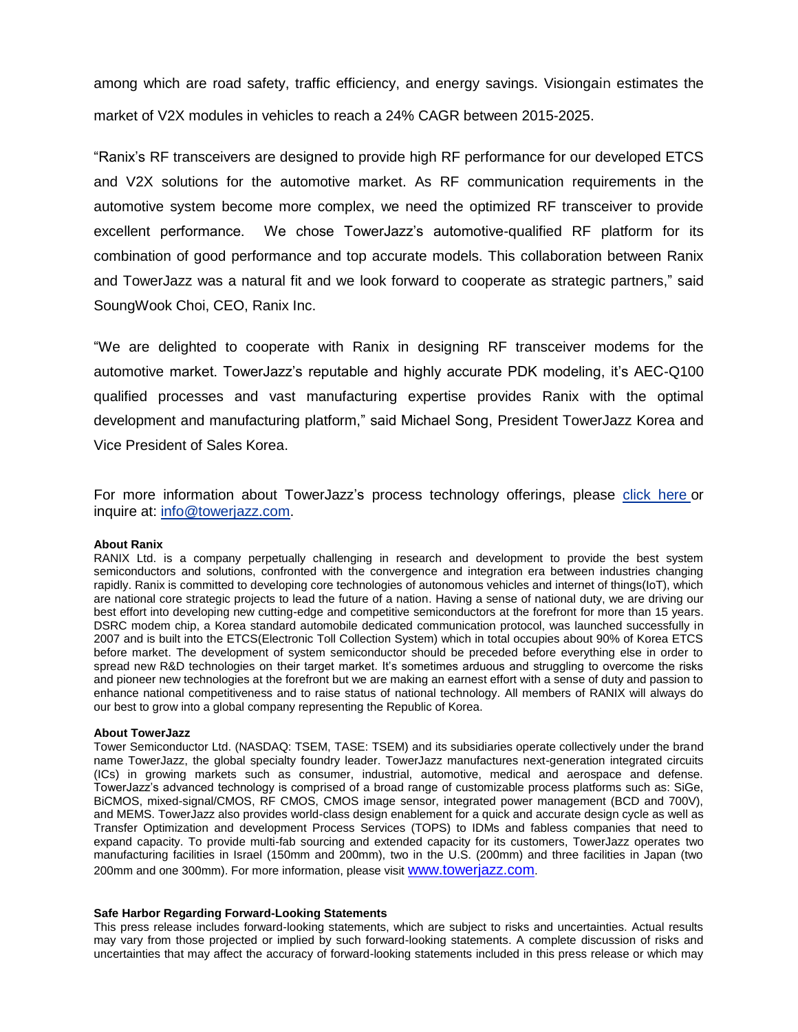among which are road safety, traffic efficiency, and energy savings. Visiongain estimates the market of V2X modules in vehicles to reach a 24% CAGR between 2015-2025.

"Ranix's RF transceivers are designed to provide high RF performance for our developed ETCS and V2X solutions for the automotive market. As RF communication requirements in the automotive system become more complex, we need the optimized RF transceiver to provide excellent performance. We chose TowerJazz's automotive-qualified RF platform for its combination of good performance and top accurate models. This collaboration between Ranix and TowerJazz was a natural fit and we look forward to cooperate as strategic partners," said SoungWook Choi, CEO, Ranix Inc.

"We are delighted to cooperate with Ranix in designing RF transceiver modems for the automotive market. TowerJazz's reputable and highly accurate PDK modeling, it's AEC-Q100 qualified processes and vast manufacturing expertise provides Ranix with the optimal development and manufacturing platform," said Michael Song, President TowerJazz Korea and Vice President of Sales Korea.

For more information about TowerJazz's process technology offerings, please [click here](#) or inquire at: [info@towerjazz.com](mailto:info@towerjazz.com).

**About Ranix**

RANIX Ltd. is a company perpetually challenging in research and development to provide the best system semiconductors and solutions, confronted with the convergence and integration era between industries changing rapidly. Ranix is committed to developing core technologies of autonomous vehicles and internet of things(IoT), which are national core strategic projects to lead the future of a nation. Having a sense of national duty, we are driving our best effort into developing new cutting-edge and competitive semiconductors at the forefront for more than 15 years. DSRC modem chip, a Korea standard automobile dedicated communication protocol, was launched successfully in 2007 and is built into the ETCS(Electronic Toll Collection System) which in total occupies about 90% of Korea ETCS before market. The development of system semiconductor should be preceded before everything else in order to spread new R&D technologies on their target market. It's sometimes arduous and struggling to overcome the risks and pioneer new technologies at the forefront but we are making an earnest effort with a sense of duty and passion to enhance national competitiveness and to raise status of national technology. All members of RANIX will always do our best to grow into a global company representing the Republic of Korea.

**About TowerJazz**

Tower Semiconductor Ltd. (NASDAQ: TSEM, TASE: TSEM) and its subsidiaries operate collectively under the brand name TowerJazz, the global specialty foundry leader. TowerJazz manufactures next-generation integrated circuits (ICs) in growing markets such as consumer, industrial, automotive, medical and aerospace and defense. TowerJazz's advanced technology is comprised of a broad range of customizable process platforms such as: SiGe, BiCMOS, mixed-signal/CMOS, RF CMOS, CMOS image sensor, integrated power management (BCD and 700V), and MEMS. TowerJazz also provides world-class design enablement for a quick and accurate design cycle as well as Transfer Optimization and development Process Services (TOPS) to IDMs and fabless companies that need to expand capacity. To provide multi-fab sourcing and extended capacity for its customers, TowerJazz operates two manufacturing facilities in Israel (150mm and 200mm), two in the U.S. (200mm) and three facilities in Japan (two 200mm and one 300mm). For more information, please visit [www.towerjazz.com](http://www.towerjazz.com).

**Safe Harbor Regarding Forward-Looking Statements**

This press release includes forward-looking statements, which are subject to risks and uncertainties. Actual results may vary from those projected or implied by such forward-looking statements. A complete discussion of risks and uncertainties that may affect the accuracy of forward-looking statements included in this press release or which may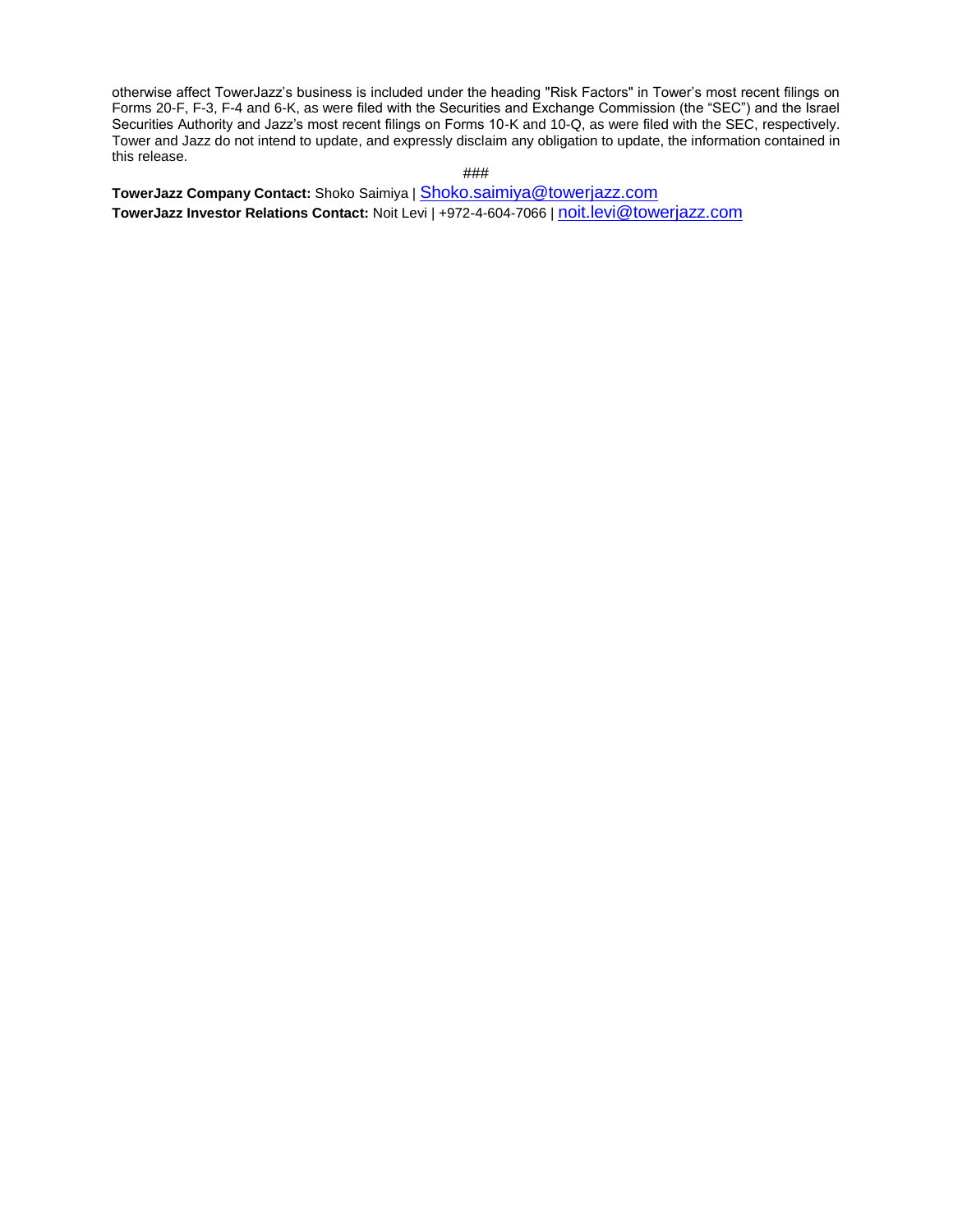otherwise affect TowerJazz's business is included under the heading "Risk Factors" in Tower's most recent filings on Forms 20-F, F-3, F-4 and 6-K, as were filed with the Securities and Exchange Commission (the "SEC") and the Israel Securities Authority and Jazz's most recent filings on Forms 10-K and 10-Q, as were filed with the SEC, respectively. Tower and Jazz do not intend to update, and expressly disclaim any obligation to update, the information contained in this release.

###

**TowerJazz Company Contact:** Shoko Saimiya | Shoko.saimiya@towerjazz.com

**TowerJazz Investor Relations Contact:** Noit Levi | +972-4-604-7066 | noit.levi@towerjazz.com